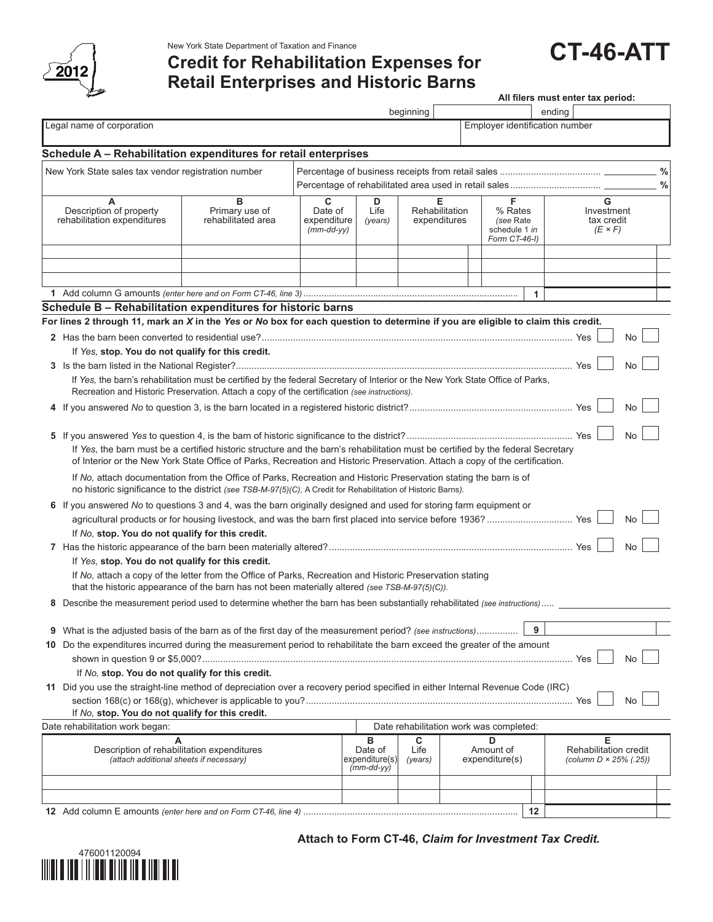New York State Department of Taxation and Finance

2012

# Credit for Rehabilitation Expenses for Retail Enterprises and Historic Barns

# CT-46-ATT

**All filers must enter tax period:**

beginning ______ ending ______

| Legal name of corporation | Employer identification number |
|---|---|
| | |

## Schedule A – Rehabilitation expenditures for retail enterprises

New York State sales tax vendor registration number

Percentage of business receipts from retail sales ........................................ ______ %

Percentage of rehabilitated area used in retail sales .................................... ______ %

| A<br>Description of property rehabilitation expenditures | B<br>Primary use of rehabilitated area | C<br>Date of expenditure *(mm-dd-yy)* | D<br>Life *(years)* | E<br>Rehabilitation expenditures | F<br>% Rates *(see Rate schedule 1 in Form CT-46-I)* | G<br>Investment tax credit *(E × F)* |
|---|---|---|---|---|---|---|
| | | | | | | |
| | | | | | | |
| | | | | | | |

**1** Add column G amounts *(enter here and on Form CT-46, line 3)* .................................... **1** ______

## Schedule B – Rehabilitation expenditures for historic barns

**For lines 2 through 11, mark an *X* in the *Yes* or *No* box for each question to determine if you are eligible to claim this credit.**

**2** Has the barn been converted to residential use? ........................................ Yes ☐ No ☐

If *Yes,* **stop. You do not qualify for this credit.**

**3** Is the barn listed in the National Register? ........................................ Yes ☐ No ☐

If *Yes,* the barn's rehabilitation must be certified by the federal Secretary of Interior or the New York State Office of Parks, Recreation and Historic Preservation. Attach a copy of the certification *(see instructions).*

**4** If you answered *No* to question 3, is the barn located in a registered historic district? .................... Yes ☐ No ☐

**5** If you answered *Yes* to question 4, is the barn of historic significance to the district? .................... Yes ☐ No ☐

If *Yes,* the barn must be a certified historic structure and the barn's rehabilitation must be certified by the federal Secretary of Interior or the New York State Office of Parks, Recreation and Historic Preservation. Attach a copy of the certification.

If *No,* attach documentation from the Office of Parks, Recreation and Historic Preservation stating the barn is of no historic significance to the district *(see TSB-M-97(5)(C),* A Credit for Rehabilitation of Historic Barns*).*

**6** If you answered *No* to questions 3 and 4, was the barn originally designed and used for storing farm equipment or agricultural products or for housing livestock, and was the barn first placed into service before 1936? .................... Yes ☐ No ☐

If *No,* **stop. You do not qualify for this credit.**

**7** Has the historic appearance of the barn been materially altered? .................................... Yes ☐ No ☐

If *Yes,* **stop. You do not qualify for this credit.**

If *No,* attach a copy of the letter from the Office of Parks, Recreation and Historic Preservation stating that the historic appearance of the barn has not been materially altered *(see TSB-M-97(5)(C)).*

**8** Describe the measurement period used to determine whether the barn has been substantially rehabilitated *(see instructions)* ..... ______

**9** What is the adjusted basis of the barn as of the first day of the measurement period? *(see instructions)* ............... **9** ______

**10** Do the expenditures incurred during the measurement period to rehabilitate the barn exceed the greater of the amount shown in question 9 or $5,000? .................................... Yes ☐ No ☐

If *No,* **stop. You do not qualify for this credit.**

**11** Did you use the straight-line method of depreciation over a recovery period specified in either Internal Revenue Code (IRC) section 168(c) or 168(g), whichever is applicable to you? .................................... Yes ☐ No ☐

If *No,* **stop. You do not qualify for this credit.**

Date rehabilitation work began: ______ Date rehabilitation work was completed: ______

| A<br>Description of rehabilitation expenditures *(attach additional sheets if necessary)* | B<br>Date of expenditure(s) *(mm-dd-yy)* | C<br>Life *(years)* | D<br>Amount of expenditure(s) | E<br>Rehabilitation credit *(column D × 25% (.25))* |
|---|---|---|---|---|
| | | | | |
| | | | | |

**12** Add column E amounts *(enter here and on Form CT-46, line 4)* .................................... **12** ______

**Attach to Form CT-46, *Claim for Investment Tax Credit.***

476001120094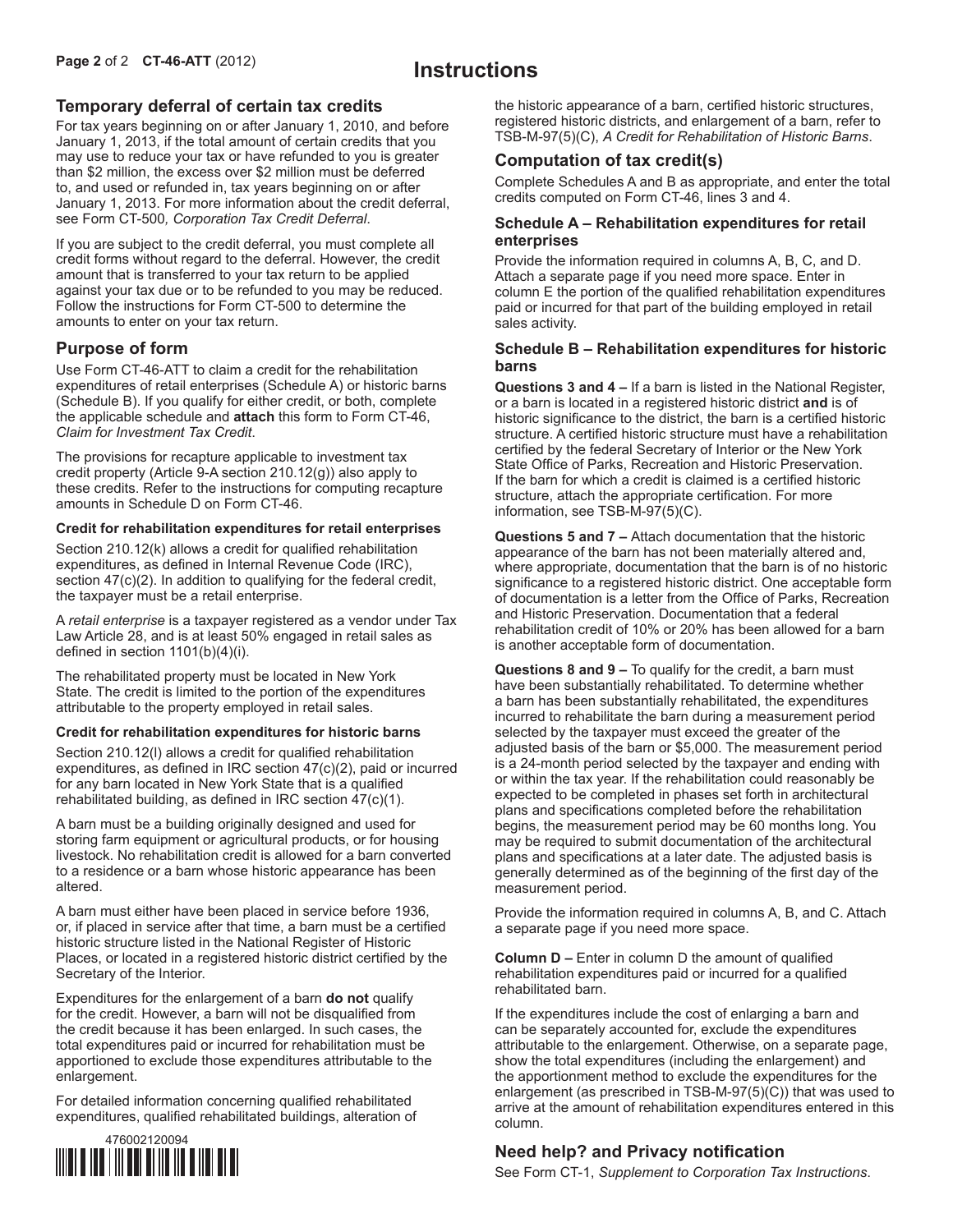# Instructions

## Temporary deferral of certain tax credits

For tax years beginning on or after January 1, 2010, and before January 1, 2013, if the total amount of certain credits that you may use to reduce your tax or have refunded to you is greater than $2 million, the excess over $2 million must be deferred to, and used or refunded in, tax years beginning on or after January 1, 2013. For more information about the credit deferral, see Form CT-500, *Corporation Tax Credit Deferral*.

If you are subject to the credit deferral, you must complete all credit forms without regard to the deferral. However, the credit amount that is transferred to your tax return to be applied against your tax due or to be refunded to you may be reduced. Follow the instructions for Form CT-500 to determine the amounts to enter on your tax return.

## Purpose of form

Use Form CT-46-ATT to claim a credit for the rehabilitation expenditures of retail enterprises (Schedule A) or historic barns (Schedule B). If you qualify for either credit, or both, complete the applicable schedule and **attach** this form to Form CT-46, *Claim for Investment Tax Credit*.

The provisions for recapture applicable to investment tax credit property (Article 9-A section 210.12(g)) also apply to these credits. Refer to the instructions for computing recapture amounts in Schedule D on Form CT-46.

### Credit for rehabilitation expenditures for retail enterprises

Section 210.12(k) allows a credit for qualified rehabilitation expenditures, as defined in Internal Revenue Code (IRC), section 47(c)(2). In addition to qualifying for the federal credit, the taxpayer must be a retail enterprise.

A *retail enterprise* is a taxpayer registered as a vendor under Tax Law Article 28, and is at least 50% engaged in retail sales as defined in section 1101(b)(4)(i).

The rehabilitated property must be located in New York State. The credit is limited to the portion of the expenditures attributable to the property employed in retail sales.

### Credit for rehabilitation expenditures for historic barns

Section 210.12(l) allows a credit for qualified rehabilitation expenditures, as defined in IRC section 47(c)(2), paid or incurred for any barn located in New York State that is a qualified rehabilitated building, as defined in IRC section 47(c)(1).

A barn must be a building originally designed and used for storing farm equipment or agricultural products, or for housing livestock. No rehabilitation credit is allowed for a barn converted to a residence or a barn whose historic appearance has been altered.

A barn must either have been placed in service before 1936, or, if placed in service after that time, a barn must be a certified historic structure listed in the National Register of Historic Places, or located in a registered historic district certified by the Secretary of the Interior.

Expenditures for the enlargement of a barn **do not** qualify for the credit. However, a barn will not be disqualified from the credit because it has been enlarged. In such cases, the total expenditures paid or incurred for rehabilitation must be apportioned to exclude those expenditures attributable to the enlargement.

For detailed information concerning qualified rehabilitated expenditures, qualified rehabilitated buildings, alteration of the historic appearance of a barn, certified historic structures, registered historic districts, and enlargement of a barn, refer to TSB-M-97(5)(C), *A Credit for Rehabilitation of Historic Barns*.

## Computation of tax credit(s)

Complete Schedules A and B as appropriate, and enter the total credits computed on Form CT-46, lines 3 and 4.

### Schedule A – Rehabilitation expenditures for retail enterprises

Provide the information required in columns A, B, C, and D. Attach a separate page if you need more space. Enter in column E the portion of the qualified rehabilitation expenditures paid or incurred for that part of the building employed in retail sales activity.

### Schedule B – Rehabilitation expenditures for historic barns

**Questions 3 and 4 –** If a barn is listed in the National Register, or a barn is located in a registered historic district **and** is of historic significance to the district, the barn is a certified historic structure. A certified historic structure must have a rehabilitation certified by the federal Secretary of Interior or the New York State Office of Parks, Recreation and Historic Preservation. If the barn for which a credit is claimed is a certified historic structure, attach the appropriate certification. For more information, see TSB-M-97(5)(C).

**Questions 5 and 7 –** Attach documentation that the historic appearance of the barn has not been materially altered and, where appropriate, documentation that the barn is of no historic significance to a registered historic district. One acceptable form of documentation is a letter from the Office of Parks, Recreation and Historic Preservation. Documentation that a federal rehabilitation credit of 10% or 20% has been allowed for a barn is another acceptable form of documentation.

**Questions 8 and 9 –** To qualify for the credit, a barn must have been substantially rehabilitated. To determine whether a barn has been substantially rehabilitated, the expenditures incurred to rehabilitate the barn during a measurement period selected by the taxpayer must exceed the greater of the adjusted basis of the barn or $5,000. The measurement period is a 24-month period selected by the taxpayer and ending with or within the tax year. If the rehabilitation could reasonably be expected to be completed in phases set forth in architectural plans and specifications completed before the rehabilitation begins, the measurement period may be 60 months long. You may be required to submit documentation of the architectural plans and specifications at a later date. The adjusted basis is generally determined as of the beginning of the first day of the measurement period.

Provide the information required in columns A, B, and C. Attach a separate page if you need more space.

**Column D –** Enter in column D the amount of qualified rehabilitation expenditures paid or incurred for a qualified rehabilitated barn.

If the expenditures include the cost of enlarging a barn and can be separately accounted for, exclude the expenditures attributable to the enlargement. Otherwise, on a separate page, show the total expenditures (including the enlargement) and the apportionment method to exclude the expenditures for the enlargement (as prescribed in TSB-M-97(5)(C)) that was used to arrive at the amount of rehabilitation expenditures entered in this column.

## Need help? and Privacy notification

See Form CT-1, *Supplement to Corporation Tax Instructions*.

476002120094